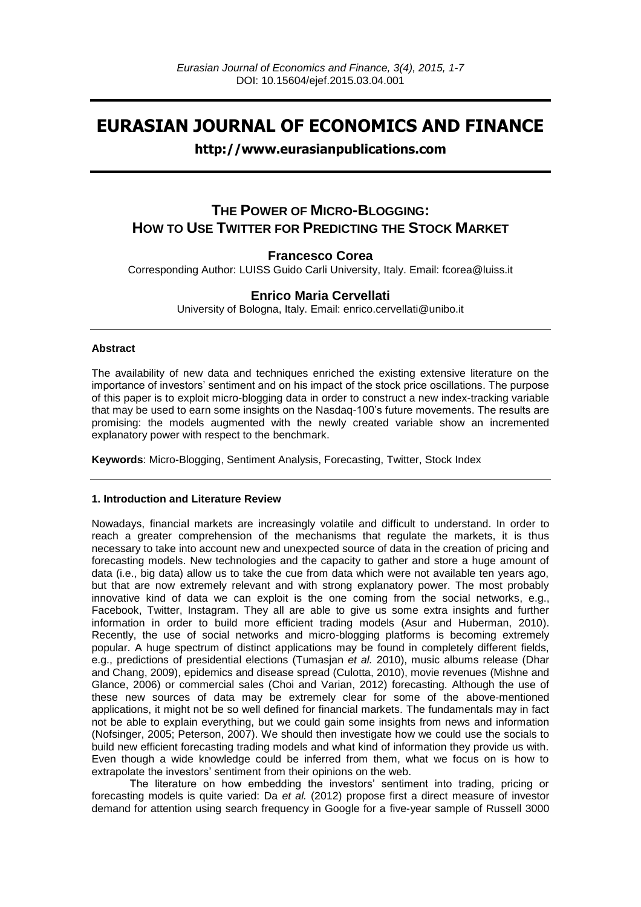# EURASIAN JOURNAL OF ECONOMICS AND FINANCE

**http://www.eurasianpublications.com**

## THE POWER OF MICRO-BLOGGING: HOW TO USE TWITTER FOR PREDICTING THE STOCK MARKET

**Francesco Corea**

Corresponding Author: LUISS Guido Carli University, Italy. Email: fcorea@luiss.it

**Enrico Maria Cervellati**

University of Bologna, Italy. Email: enrico.cervellati@unibo.it

### Abstract

The availability of new data and techniques enriched the existing extensive literature on the importance of investors' sentiment and on his impact of the stock price oscillations. The purpose of this paper is to exploit micro-blogging data in order to construct a new index-tracking variable that may be used to earn some insights on the Nasdaq-100's future movements. The results are promising: the models augmented with the newly created variable show an incremented explanatory power with respect to the benchmark.

**Keywords**: Micro-Blogging, Sentiment Analysis, Forecasting, Twitter, Stock Index

### 1. Introduction and Literature Review

Nowadays, financial markets are increasingly volatile and difficult to understand. In order to reach a greater comprehension of the mechanisms that regulate the markets, it is thus necessary to take into account new and unexpected source of data in the creation of pricing and forecasting models. New technologies and the capacity to gather and store a huge amount of data (i.e., big data) allow us to take the cue from data which were not available ten years ago, but that are now extremely relevant and with strong explanatory power. The most probably innovative kind of data we can exploit is the one coming from the social networks, e.g., Facebook, Twitter, Instagram. They all are able to give us some extra insights and further information in order to build more efficient trading models (Asur and Huberman, 2010). Recently, the use of social networks and micro-blogging platforms is becoming extremely popular. A huge spectrum of distinct applications may be found in completely different fields, e.g., predictions of presidential elections (Tumasjan *et al.* 2010), music albums release (Dhar and Chang, 2009), epidemics and disease spread (Culotta, 2010), movie revenues (Mishne and Glance, 2006) or commercial sales (Choi and Varian, 2012) forecasting. Although the use of these new sources of data may be extremely clear for some of the above-mentioned applications, it might not be so well defined for financial markets. The fundamentals may in fact not be able to explain everything, but we could gain some insights from news and information (Nofsinger, 2005; Peterson, 2007). We should then investigate how we could use the socials to build new efficient forecasting trading models and what kind of information they provide us with. Even though a wide knowledge could be inferred from them, what we focus on is how to extrapolate the investors' sentiment from their opinions on the web.

The literature on how embedding the investors' sentiment into trading, pricing or forecasting models is quite varied: Da *et al.* (2012) propose first a direct measure of investor demand for attention using search frequency in Google for a five-year sample of Russell 3000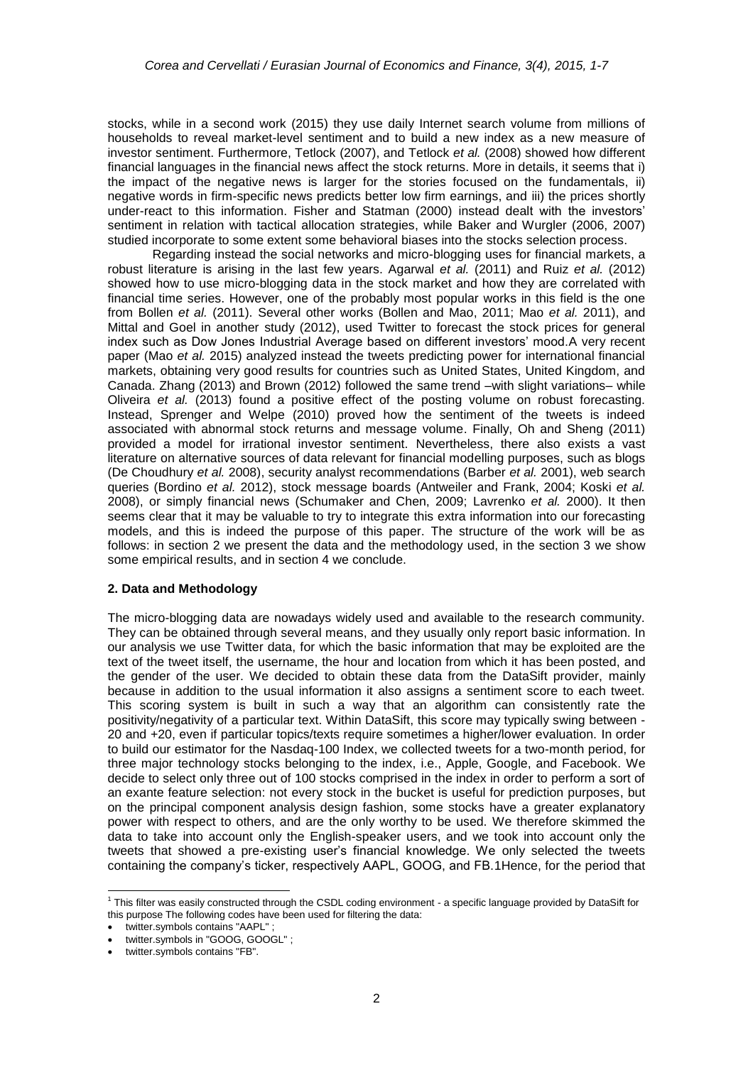stocks, while in a second work (2015) they use daily Internet search volume from millions of households to reveal market-level sentiment and to build a new index as a new measure of investor sentiment. Furthermore, Tetlock (2007), and Tetlock *et al.* (2008) showed how different financial languages in the financial news affect the stock returns. More in details, it seems that i) the impact of the negative news is larger for the stories focused on the fundamentals, ii) negative words in firm-specific news predicts better low firm earnings, and iii) the prices shortly under-react to this information. Fisher and Statman (2000) instead dealt with the investors' sentiment in relation with tactical allocation strategies, while Baker and Wurgler (2006, 2007) studied incorporate to some extent some behavioral biases into the stocks selection process.

Regarding instead the social networks and micro-blogging uses for financial markets, a robust literature is arising in the last few years. Agarwal *et al.* (2011) and Ruiz *et al.* (2012) showed how to use micro-blogging data in the stock market and how they are correlated with financial time series. However, one of the probably most popular works in this field is the one from Bollen *et al.* (2011). Several other works (Bollen and Mao, 2011; Mao *et al.* 2011), and Mittal and Goel in another study (2012), used Twitter to forecast the stock prices for general index such as Dow Jones Industrial Average based on different investors' mood.A very recent paper (Mao *et al.* 2015) analyzed instead the tweets predicting power for international financial markets, obtaining very good results for countries such as United States, United Kingdom, and Canada. Zhang (2013) and Brown (2012) followed the same trend –with slight variations– while Oliveira *et al.* (2013) found a positive effect of the posting volume on robust forecasting. Instead, Sprenger and Welpe (2010) proved how the sentiment of the tweets is indeed associated with abnormal stock returns and message volume. Finally, Oh and Sheng (2011) provided a model for irrational investor sentiment. Nevertheless, there also exists a vast literature on alternative sources of data relevant for financial modelling purposes, such as blogs (De Choudhury *et al.* 2008), security analyst recommendations (Barber *et al.* 2001), web search queries (Bordino *et al.* 2012), stock message boards (Antweiler and Frank, 2004; Koski *et al.* 2008), or simply financial news (Schumaker and Chen, 2009; Lavrenko *et al.* 2000). It then seems clear that it may be valuable to try to integrate this extra information into our forecasting models, and this is indeed the purpose of this paper. The structure of the work will be as follows: in section 2 we present the data and the methodology used, in the section 3 we show some empirical results, and in section 4 we conclude.

## 2. Data and Methodology

The micro-blogging data are nowadays widely used and available to the research community. They can be obtained through several means, and they usually only report basic information. In our analysis we use Twitter data, for which the basic information that may be exploited are the text of the tweet itself, the username, the hour and location from which it has been posted, and the gender of the user. We decided to obtain these data from the DataSift provider, mainly because in addition to the usual information it also assigns a sentiment score to each tweet. This scoring system is built in such a way that an algorithm can consistently rate the positivity/negativity of a particular text. Within DataSift, this score may typically swing between -20 and +20, even if particular topics/texts require sometimes a higher/lower evaluation. In order to build our estimator for the Nasdaq-100 Index, we collected tweets for a two-month period, for three major technology stocks belonging to the index, i.e., Apple, Google, and Facebook. We decide to select only three out of 100 stocks comprised in the index in order to perform a sort of an exante feature selection: not every stock in the bucket is useful for prediction purposes, but on the principal component analysis design fashion, some stocks have a greater explanatory power with respect to others, and are the only worthy to be used. We therefore skimmed the data to take into account only the English-speaker users, and we took into account only the tweets that showed a pre-existing user's financial knowledge. We only selected the tweets containing the company's ticker, respectively AAPL, GOOG, and FB.[1] Hence, for the period that

---

[1] This filter was easily constructed through the CSDL coding environment - a specific language provided by DataSift for this purpose The following codes have been used for filtering the data:

- twitter.symbols contains "AAPL" ;
- twitter.symbols in "GOOG, GOOGL" ;
- twitter.symbols contains "FB".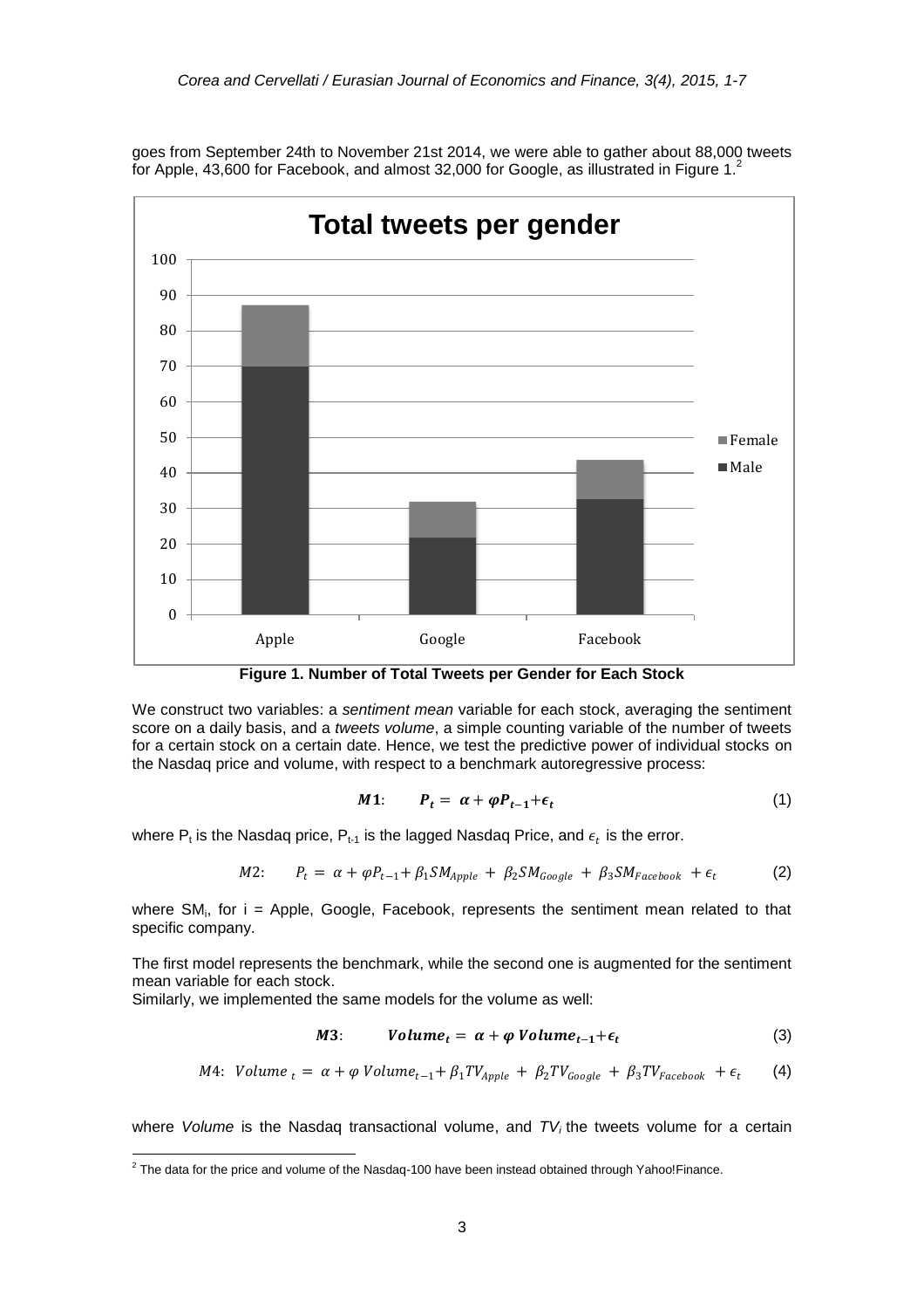goes from September 24th to November 21st 2014, we were able to gather about 88,000 tweets for Apple, 43,600 for Facebook, and almost 32,000 for Google, as illustrated in Figure 1.[2]

**Figure 1. Number of Total Tweets per Gender for Each Stock**

We construct two variables: a *sentiment mean* variable for each stock, averaging the sentiment score on a daily basis, and a *tweets volume*, a simple counting variable of the number of tweets for a certain stock on a certain date. Hence, we test the predictive power of individual stocks on the Nasdaq price and volume, with respect to a benchmark autoregressive process:

$$\boldsymbol{M1}: \quad \boldsymbol{P_t = \alpha + \varphi P_{t-1} + \epsilon_t} \tag{1}$$

where $P_t$ is the Nasdaq price, $P_{t-1}$ is the lagged Nasdaq Price, and $\epsilon_t$ is the error.

$$M2: \quad P_t = \alpha + \varphi P_{t-1} + \beta_1 SM_{Apple} + \beta_2 SM_{Google} + \beta_3 SM_{Facebook} + \epsilon_t \tag{2}$$

where $SM_i$, for i = Apple, Google, Facebook, represents the sentiment mean related to that specific company.

The first model represents the benchmark, while the second one is augmented for the sentiment mean variable for each stock.
Similarly, we implemented the same models for the volume as well:

$$\boldsymbol{M3}: \quad \boldsymbol{Volume_t = \alpha + \varphi\, Volume_{t-1} + \epsilon_t} \tag{3}$$

$$M4: \; Volume_t = \alpha + \varphi\, Volume_{t-1} + \beta_1 TV_{Apple} + \beta_2 TV_{Google} + \beta_3 TV_{Facebook} + \epsilon_t \tag{4}$$

where *Volume* is the Nasdaq transactional volume, and $TV_i$ the tweets volume for a certain

[2] The data for the price and volume of the Nasdaq-100 have been instead obtained through Yahoo!Finance.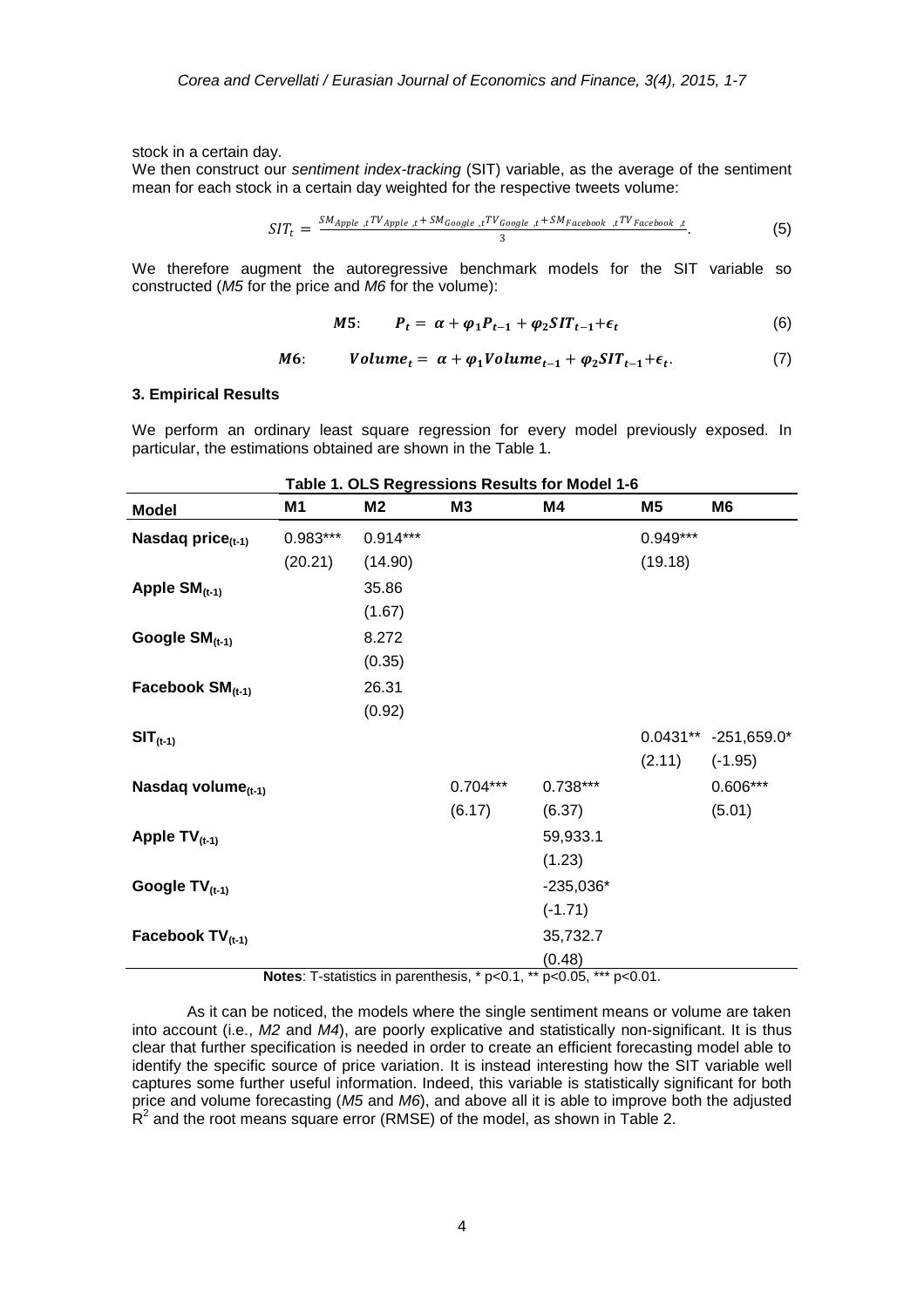stock in a certain day.

We then construct our *sentiment index-tracking* (SIT) variable, as the average of the sentiment mean for each stock in a certain day weighted for the respective tweets volume:

$$SIT_t = \frac{SM_{Apple,t}TV_{Apple,t} + SM_{Google,t}TV_{Google,t} + SM_{Facebook,t}TV_{Facebook,t}}{3}. \quad (5)$$

We therefore augment the autoregressive benchmark models for the SIT variable so constructed (*M5* for the price and *M6* for the volume):

$$\boldsymbol{M5}: \quad P_t = \alpha + \varphi_1 P_{t-1} + \varphi_2 SIT_{t-1} + \epsilon_t \quad (6)$$

$$\boldsymbol{M6}: \quad Volume_t = \alpha + \varphi_1 Volume_{t-1} + \varphi_2 SIT_{t-1} + \epsilon_t. \quad (7)$$

## 3. Empirical Results

We perform an ordinary least square regression for every model previously exposed. In particular, the estimations obtained are shown in the Table 1.

**Table 1. OLS Regressions Results for Model 1-6**

| Model | M1 | M2 | M3 | M4 | M5 | M6 |
|---|---|---|---|---|---|---|
| **Nasdaq price$_{(t-1)}$** | 0.983*** | 0.914*** | | | 0.949*** | |
| | (20.21) | (14.90) | | | (19.18) | |
| **Apple SM$_{(t-1)}$** | | 35.86 | | | | |
| | | (1.67) | | | | |
| **Google SM$_{(t-1)}$** | | 8.272 | | | | |
| | | (0.35) | | | | |
| **Facebook SM$_{(t-1)}$** | | 26.31 | | | | |
| | | (0.92) | | | | |
| **SIT$_{(t-1)}$** | | | | | 0.0431** | -251,659.0* |
| | | | | | (2.11) | (-1.95) |
| **Nasdaq volume$_{(t-1)}$** | | | 0.704*** | 0.738*** | | 0.606*** |
| | | | (6.17) | (6.37) | | (5.01) |
| **Apple TV$_{(t-1)}$** | | | | 59,933.1 | | |
| | | | | (1.23) | | |
| **Google TV$_{(t-1)}$** | | | | -235,036* | | |
| | | | | (-1.71) | | |
| **Facebook TV$_{(t-1)}$** | | | | 35,732.7 | | |
| | | | | (0.48) | | |

**Notes**: T-statistics in parenthesis, * p<0.1, ** p<0.05, *** p<0.01.

As it can be noticed, the models where the single sentiment means or volume are taken into account (i.e., *M2* and *M4*), are poorly explicative and statistically non-significant. It is thus clear that further specification is needed in order to create an efficient forecasting model able to identify the specific source of price variation. It is instead interesting how the SIT variable well captures some further useful information. Indeed, this variable is statistically significant for both price and volume forecasting (*M5* and *M6*), and above all it is able to improve both the adjusted $R^2$ and the root means square error (RMSE) of the model, as shown in Table 2.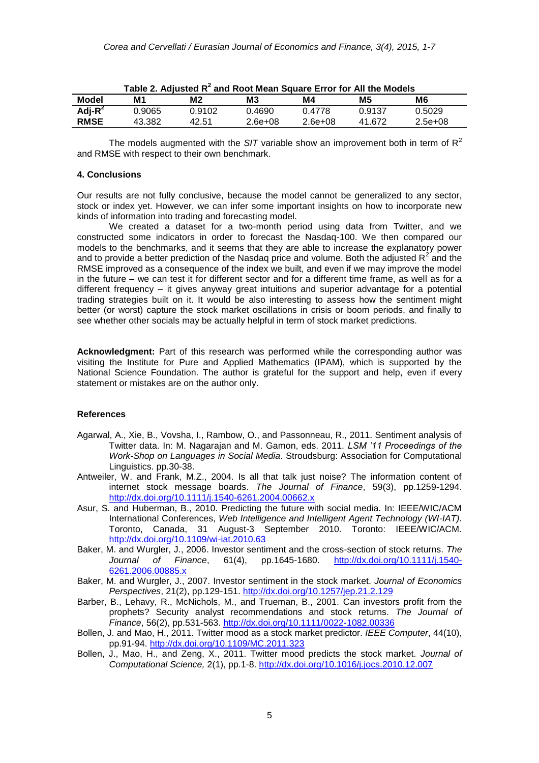**Table 2. Adjusted $R^2$ and Root Mean Square Error for All the Models**

| Model | M1 | M2 | M3 | M4 | M5 | M6 |
|---|---|---|---|---|---|---|
| Adj-$R^2$ | 0.9065 | 0.9102 | 0.4690 | 0.4778 | 0.9137 | 0.5029 |
| RMSE | 43.382 | 42.51 | 2.6e+08 | 2.6e+08 | 41.672 | 2.5e+08 |

The models augmented with the *SIT* variable show an improvement both in term of $R^2$ and RMSE with respect to their own benchmark.

### 4. Conclusions

Our results are not fully conclusive, because the model cannot be generalized to any sector, stock or index yet. However, we can infer some important insights on how to incorporate new kinds of information into trading and forecasting model.

We created a dataset for a two-month period using data from Twitter, and we constructed some indicators in order to forecast the Nasdaq-100. We then compared our models to the benchmarks, and it seems that they are able to increase the explanatory power and to provide a better prediction of the Nasdaq price and volume. Both the adjusted $R^2$ and the RMSE improved as a consequence of the index we built, and even if we may improve the model in the future – we can test it for different sector and for a different time frame, as well as for a different frequency – it gives anyway great intuitions and superior advantage for a potential trading strategies built on it. It would be also interesting to assess how the sentiment might better (or worst) capture the stock market oscillations in crisis or boom periods, and finally to see whether other socials may be actually helpful in term of stock market predictions.

**Acknowledgment:** Part of this research was performed while the corresponding author was visiting the Institute for Pure and Applied Mathematics (IPAM), which is supported by the National Science Foundation. The author is grateful for the support and help, even if every statement or mistakes are on the author only.

### References

Agarwal, A., Xie, B., Vovsha, I., Rambow, O., and Passonneau, R., 2011. Sentiment analysis of Twitter data. In: M. Nagarajan and M. Gamon, eds. 2011. *LSM '11 Proceedings of the Work-Shop on Languages in Social Media*. Stroudsburg: Association for Computational Linguistics. pp.30-38.

Antweiler, W. and Frank, M.Z., 2004. Is all that talk just noise? The information content of internet stock message boards. *The Journal of Finance*, 59(3), pp.1259-1294. http://dx.doi.org/10.1111/j.1540-6261.2004.00662.x

Asur, S. and Huberman, B., 2010. Predicting the future with social media. In: IEEE/WIC/ACM International Conferences, *Web Intelligence and Intelligent Agent Technology (WI-IAT).* Toronto, Canada, 31 August-3 September 2010. Toronto: IEEE/WIC/ACM. http://dx.doi.org/10.1109/wi-iat.2010.63

Baker, M. and Wurgler, J., 2006. Investor sentiment and the cross-section of stock returns. *The Journal of Finance*, 61(4), pp.1645-1680. http://dx.doi.org/10.1111/j.1540-6261.2006.00885.x

Baker, M. and Wurgler, J., 2007. Investor sentiment in the stock market. *Journal of Economics Perspectives*, 21(2), pp.129-151. http://dx.doi.org/10.1257/jep.21.2.129

Barber, B., Lehavy, R., McNichols, M., and Trueman, B., 2001. Can investors profit from the prophets? Security analyst recommendations and stock returns. *The Journal of Finance*, 56(2), pp.531-563. http://dx.doi.org/10.1111/0022-1082.00336

Bollen, J. and Mao, H., 2011. Twitter mood as a stock market predictor. *IEEE Computer*, 44(10), pp.91-94. http://dx.doi.org/10.1109/MC.2011.323

Bollen, J., Mao, H., and Zeng, X., 2011. Twitter mood predicts the stock market. *Journal of Computational Science,* 2(1), pp.1-8. http://dx.doi.org/10.1016/j.jocs.2010.12.007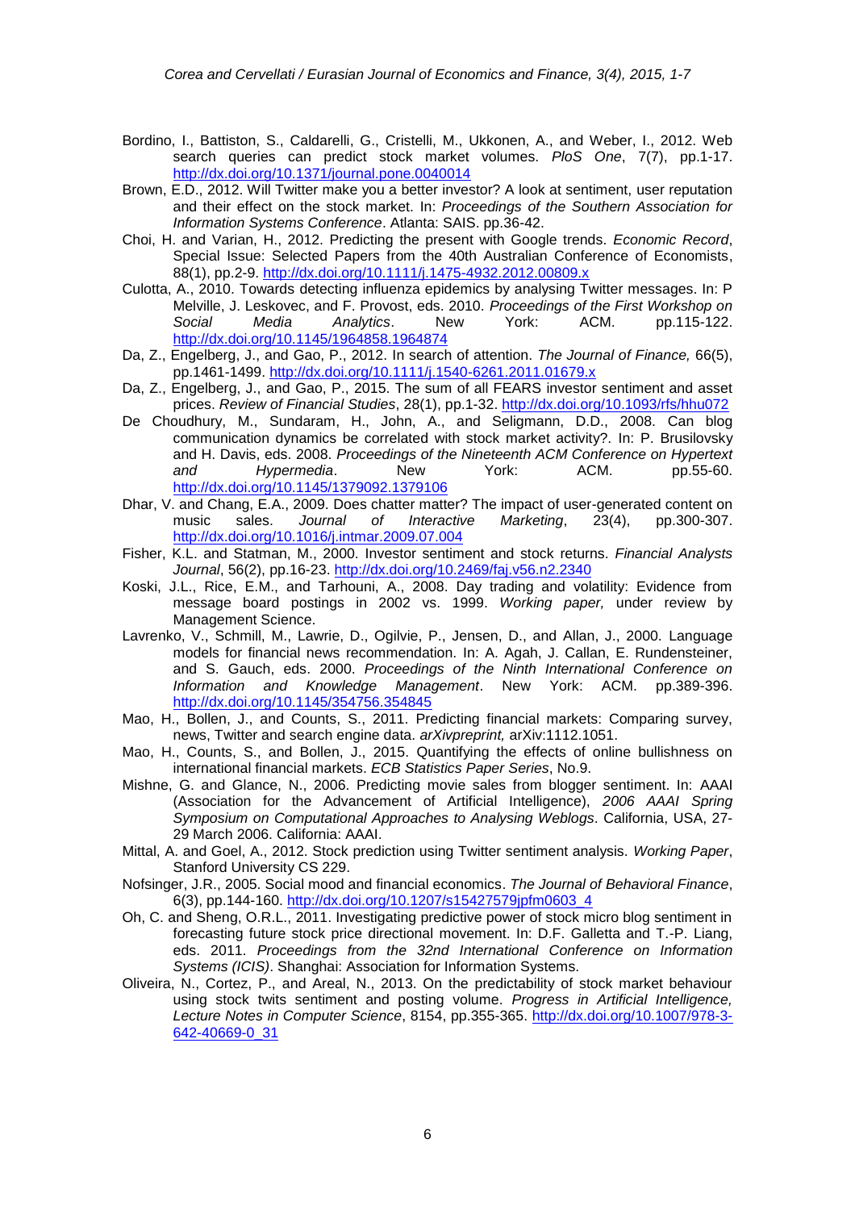Bordino, I., Battiston, S., Caldarelli, G., Cristelli, M., Ukkonen, A., and Weber, I., 2012. Web search queries can predict stock market volumes. *PloS One*, 7(7), pp.1-17. http://dx.doi.org/10.1371/journal.pone.0040014

Brown, E.D., 2012. Will Twitter make you a better investor? A look at sentiment, user reputation and their effect on the stock market. In: *Proceedings of the Southern Association for Information Systems Conference*. Atlanta: SAIS. pp.36-42.

Choi, H. and Varian, H., 2012. Predicting the present with Google trends. *Economic Record*, Special Issue: Selected Papers from the 40th Australian Conference of Economists, 88(1), pp.2-9. http://dx.doi.org/10.1111/j.1475-4932.2012.00809.x

Culotta, A., 2010. Towards detecting influenza epidemics by analysing Twitter messages. In: P Melville, J. Leskovec, and F. Provost, eds. 2010. *Proceedings of the First Workshop on Social Media Analytics*. New York: ACM. pp.115-122. http://dx.doi.org/10.1145/1964858.1964874

Da, Z., Engelberg, J., and Gao, P., 2012. In search of attention. *The Journal of Finance,* 66(5), pp.1461-1499. http://dx.doi.org/10.1111/j.1540-6261.2011.01679.x

Da, Z., Engelberg, J., and Gao, P., 2015. The sum of all FEARS investor sentiment and asset prices. *Review of Financial Studies*, 28(1), pp.1-32. http://dx.doi.org/10.1093/rfs/hhu072

De Choudhury, M., Sundaram, H., John, A., and Seligmann, D.D., 2008. Can blog communication dynamics be correlated with stock market activity?. In: P. Brusilovsky and H. Davis, eds. 2008. *Proceedings of the Nineteenth ACM Conference on Hypertext and Hypermedia*. New York: ACM. pp.55-60. http://dx.doi.org/10.1145/1379092.1379106

Dhar, V. and Chang, E.A., 2009. Does chatter matter? The impact of user-generated content on music sales. *Journal of Interactive Marketing*, 23(4), pp.300-307. http://dx.doi.org/10.1016/j.intmar.2009.07.004

Fisher, K.L. and Statman, M., 2000. Investor sentiment and stock returns. *Financial Analysts Journal*, 56(2), pp.16-23. http://dx.doi.org/10.2469/faj.v56.n2.2340

Koski, J.L., Rice, E.M., and Tarhouni, A., 2008. Day trading and volatility: Evidence from message board postings in 2002 vs. 1999. *Working paper,* under review by Management Science.

Lavrenko, V., Schmill, M., Lawrie, D., Ogilvie, P., Jensen, D., and Allan, J., 2000. Language models for financial news recommendation. In: A. Agah, J. Callan, E. Rundensteiner, and S. Gauch, eds. 2000. *Proceedings of the Ninth International Conference on Information and Knowledge Management*. New York: ACM. pp.389-396. http://dx.doi.org/10.1145/354756.354845

Mao, H., Bollen, J., and Counts, S., 2011. Predicting financial markets: Comparing survey, news, Twitter and search engine data. *arXivpreprint,* arXiv:1112.1051.

Mao, H., Counts, S., and Bollen, J., 2015. Quantifying the effects of online bullishness on international financial markets. *ECB Statistics Paper Series*, No.9.

Mishne, G. and Glance, N., 2006. Predicting movie sales from blogger sentiment. In: AAAI (Association for the Advancement of Artificial Intelligence), *2006 AAAI Spring Symposium on Computational Approaches to Analysing Weblogs*. California, USA, 27-29 March 2006. California: AAAI.

Mittal, A. and Goel, A., 2012. Stock prediction using Twitter sentiment analysis. *Working Paper*, Stanford University CS 229.

Nofsinger, J.R., 2005. Social mood and financial economics. *The Journal of Behavioral Finance*, 6(3), pp.144-160. http://dx.doi.org/10.1207/s15427579jpfm0603_4

Oh, C. and Sheng, O.R.L., 2011. Investigating predictive power of stock micro blog sentiment in forecasting future stock price directional movement. In: D.F. Galletta and T.-P. Liang, eds. 2011. *Proceedings from the 32nd International Conference on Information Systems (ICIS)*. Shanghai: Association for Information Systems.

Oliveira, N., Cortez, P., and Areal, N., 2013. On the predictability of stock market behaviour using stock twits sentiment and posting volume. *Progress in Artificial Intelligence, Lecture Notes in Computer Science*, 8154, pp.355-365. http://dx.doi.org/10.1007/978-3-642-40669-0_31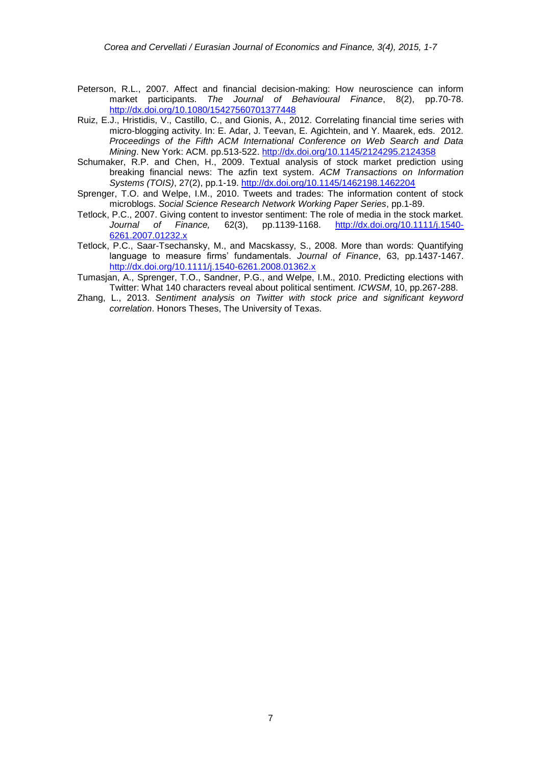Peterson, R.L., 2007. Affect and financial decision-making: How neuroscience can inform market participants. *The Journal of Behavioural Finance*, 8(2), pp.70-78. http://dx.doi.org/10.1080/15427560701377448

Ruiz, E.J., Hristidis, V., Castillo, C., and Gionis, A., 2012. Correlating financial time series with micro-blogging activity. In: E. Adar, J. Teevan, E. Agichtein, and Y. Maarek, eds. 2012. *Proceedings of the Fifth ACM International Conference on Web Search and Data Mining*. New York: ACM. pp.513-522. http://dx.doi.org/10.1145/2124295.2124358

Schumaker, R.P. and Chen, H., 2009. Textual analysis of stock market prediction using breaking financial news: The azfin text system. *ACM Transactions on Information Systems (TOIS)*, 27(2), pp.1-19. http://dx.doi.org/10.1145/1462198.1462204

Sprenger, T.O. and Welpe, I.M., 2010. Tweets and trades: The information content of stock microblogs. *Social Science Research Network Working Paper Series*, pp.1-89.

Tetlock, P.C., 2007. Giving content to investor sentiment: The role of media in the stock market. *Journal of Finance,* 62(3), pp.1139-1168. http://dx.doi.org/10.1111/j.1540-6261.2007.01232.x

Tetlock, P.C., Saar-Tsechansky, M., and Macskassy, S., 2008. More than words: Quantifying language to measure firms' fundamentals. *Journal of Finance*, 63, pp.1437-1467. http://dx.doi.org/10.1111/j.1540-6261.2008.01362.x

Tumasjan, A., Sprenger, T.O., Sandner, P.G., and Welpe, I.M., 2010. Predicting elections with Twitter: What 140 characters reveal about political sentiment. *ICWSM*, 10, pp.267-288.

Zhang, L., 2013. *Sentiment analysis on Twitter with stock price and significant keyword correlation*. Honors Theses, The University of Texas.